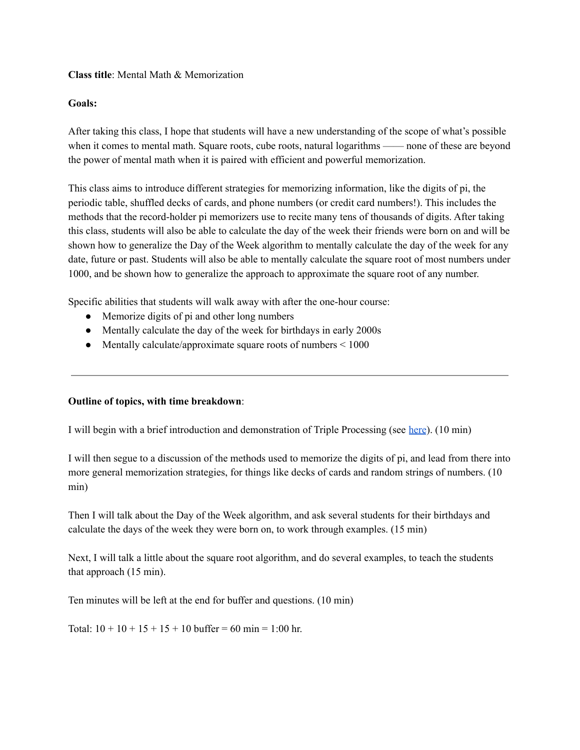**Class title**: Mental Math & Memorization

**Goals:**

After taking this class, I hope that students will have a new understanding of the scope of what's possible when it comes to mental math. Square roots, cube roots, natural logarithms —— none of these are beyond the power of mental math when it is paired with efficient and powerful memorization.

This class aims to introduce different strategies for memorizing information, like the digits of pi, the periodic table, shuffled decks of cards, and phone numbers (or credit card numbers!). This includes the methods that the record-holder pi memorizers use to recite many tens of thousands of digits. After taking this class, students will also be able to calculate the day of the week their friends were born on and will be shown how to generalize the Day of the Week algorithm to mentally calculate the day of the week for any date, future or past. Students will also be able to mentally calculate the square root of most numbers under 1000, and be shown how to generalize the approach to approximate the square root of any number.

Specific abilities that students will walk away with after the one-hour course:

- Memorize digits of pi and other long numbers
- Mentally calculate the day of the week for birthdays in early 2000s
- Mentally calculate/approximate square roots of numbers < 1000

---

**Outline of topics, with time breakdown**:

I will begin with a brief introduction and demonstration of Triple Processing (see here). (10 min)

I will then segue to a discussion of the methods used to memorize the digits of pi, and lead from there into more general memorization strategies, for things like decks of cards and random strings of numbers. (10 min)

Then I will talk about the Day of the Week algorithm, and ask several students for their birthdays and calculate the days of the week they were born on, to work through examples. (15 min)

Next, I will talk a little about the square root algorithm, and do several examples, to teach the students that approach (15 min).

Ten minutes will be left at the end for buffer and questions. (10 min)

Total: 10 + 10 + 15 + 15 + 10 buffer = 60 min = 1:00 hr.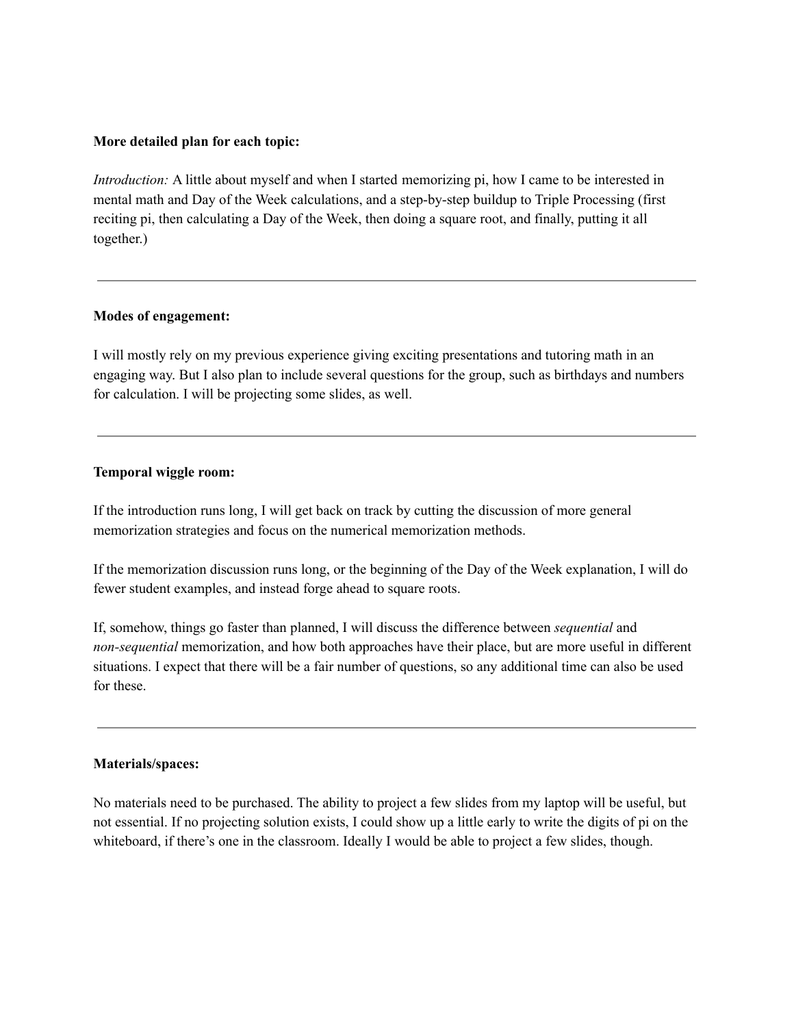**More detailed plan for each topic:**

*Introduction:* A little about myself and when I started memorizing pi, how I came to be interested in mental math and Day of the Week calculations, and a step-by-step buildup to Triple Processing (first reciting pi, then calculating a Day of the Week, then doing a square root, and finally, putting it all together.)

---

**Modes of engagement:**

I will mostly rely on my previous experience giving exciting presentations and tutoring math in an engaging way. But I also plan to include several questions for the group, such as birthdays and numbers for calculation. I will be projecting some slides, as well.

---

**Temporal wiggle room:**

If the introduction runs long, I will get back on track by cutting the discussion of more general memorization strategies and focus on the numerical memorization methods.

If the memorization discussion runs long, or the beginning of the Day of the Week explanation, I will do fewer student examples, and instead forge ahead to square roots.

If, somehow, things go faster than planned, I will discuss the difference between *sequential* and *non-sequential* memorization, and how both approaches have their place, but are more useful in different situations. I expect that there will be a fair number of questions, so any additional time can also be used for these.

---

**Materials/spaces:**

No materials need to be purchased. The ability to project a few slides from my laptop will be useful, but not essential. If no projecting solution exists, I could show up a little early to write the digits of pi on the whiteboard, if there's one in the classroom. Ideally I would be able to project a few slides, though.